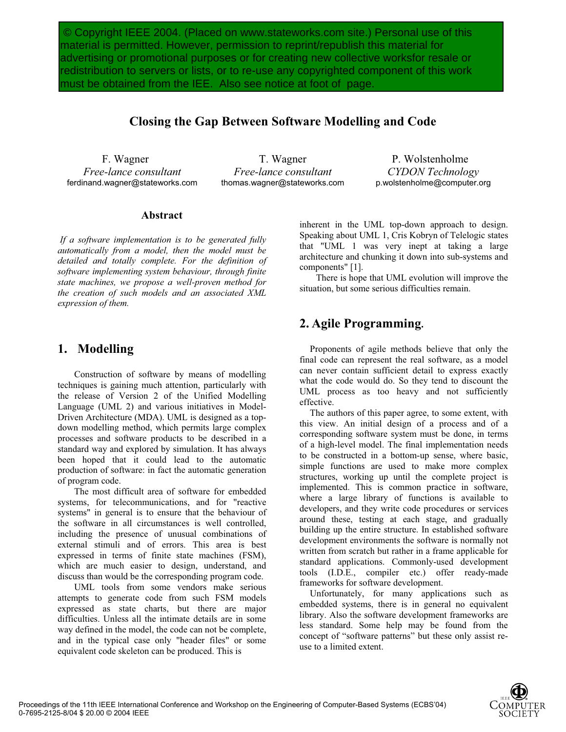© Copyright IEEE 2004. (Placed on www.stateworks.com site.) Personal use of this material is permitted. However, permission to reprint/republish this material for advertising or promotional purposes or for creating new collective worksfor resale or redistribution to servers or lists, or to re-use any copyrighted component of this work must be obtained from the IEEE. Also see notice at foot of page.

# Closing the Gap Between Software Modelling and Code

F. Wagner
*Free-lance consultant*
ferdinand.wagner@stateworks.com

T. Wagner
*Free-lance consultant*
thomas.wagner@stateworks.com

P. Wolstenholme
*CYDON Technology*
p.wolstenholme@computer.org

## Abstract

*If a software implementation is to be generated fully automatically from a model, then the model must be detailed and totally complete. For the definition of software implementing system behaviour, through finite state machines, we propose a well-proven method for the creation of such models and an associated XML expression of them.*

## 1. Modelling

Construction of software by means of modelling techniques is gaining much attention, particularly with the release of Version 2 of the Unified Modelling Language (UML 2) and various initiatives in Model-Driven Architecture (MDA). UML is designed as a top-down modelling method, which permits large complex processes and software products to be described in a standard way and explored by simulation. It has always been hoped that it could lead to the automatic production of software: in fact the automatic generation of program code.

The most difficult area of software for embedded systems, for telecommunications, and for "reactive systems" in general is to ensure that the behaviour of the software in all circumstances is well controlled, including the presence of unusual combinations of external stimuli and of errors. This area is best expressed in terms of finite state machines (FSM), which are much easier to design, understand, and discuss than would be the corresponding program code.

UML tools from some vendors make serious attempts to generate code from such FSM models expressed as state charts, but there are major difficulties. Unless all the intimate details are in some way defined in the model, the code can not be complete, and in the typical case only "header files" or some equivalent code skeleton can be produced. This is inherent in the UML top-down approach to design. Speaking about UML 1, Cris Kobryn of Telelogic states that "UML 1 was very inept at taking a large architecture and chunking it down into sub-systems and components" [1].

There is hope that UML evolution will improve the situation, but some serious difficulties remain.

## 2. Agile Programming.

Proponents of agile methods believe that only the final code can represent the real software, as a model can never contain sufficient detail to express exactly what the code would do. So they tend to discount the UML process as too heavy and not sufficiently effective.

The authors of this paper agree, to some extent, with this view. An initial design of a process and of a corresponding software system must be done, in terms of a high-level model. The final implementation needs to be constructed in a bottom-up sense, where basic, simple functions are used to make more complex structures, working up until the complete project is implemented. This is common practice in software, where a large library of functions is available to developers, and they write code procedures or services around these, testing at each stage, and gradually building up the entire structure. In established software development environments the software is normally not written from scratch but rather in a frame applicable for standard applications. Commonly-used development tools (I.D.E., compiler etc.) offer ready-made frameworks for software development.

Unfortunately, for many applications such as embedded systems, there is in general no equivalent library. Also the software development frameworks are less standard. Some help may be found from the concept of "software patterns" but these only assist re-use to a limited extent.

Proceedings of the 11th IEEE International Conference and Workshop on the Engineering of Computer-Based Systems (ECBS'04)
0-7695-2125-8/04 $ 20.00 © 2004 IEEE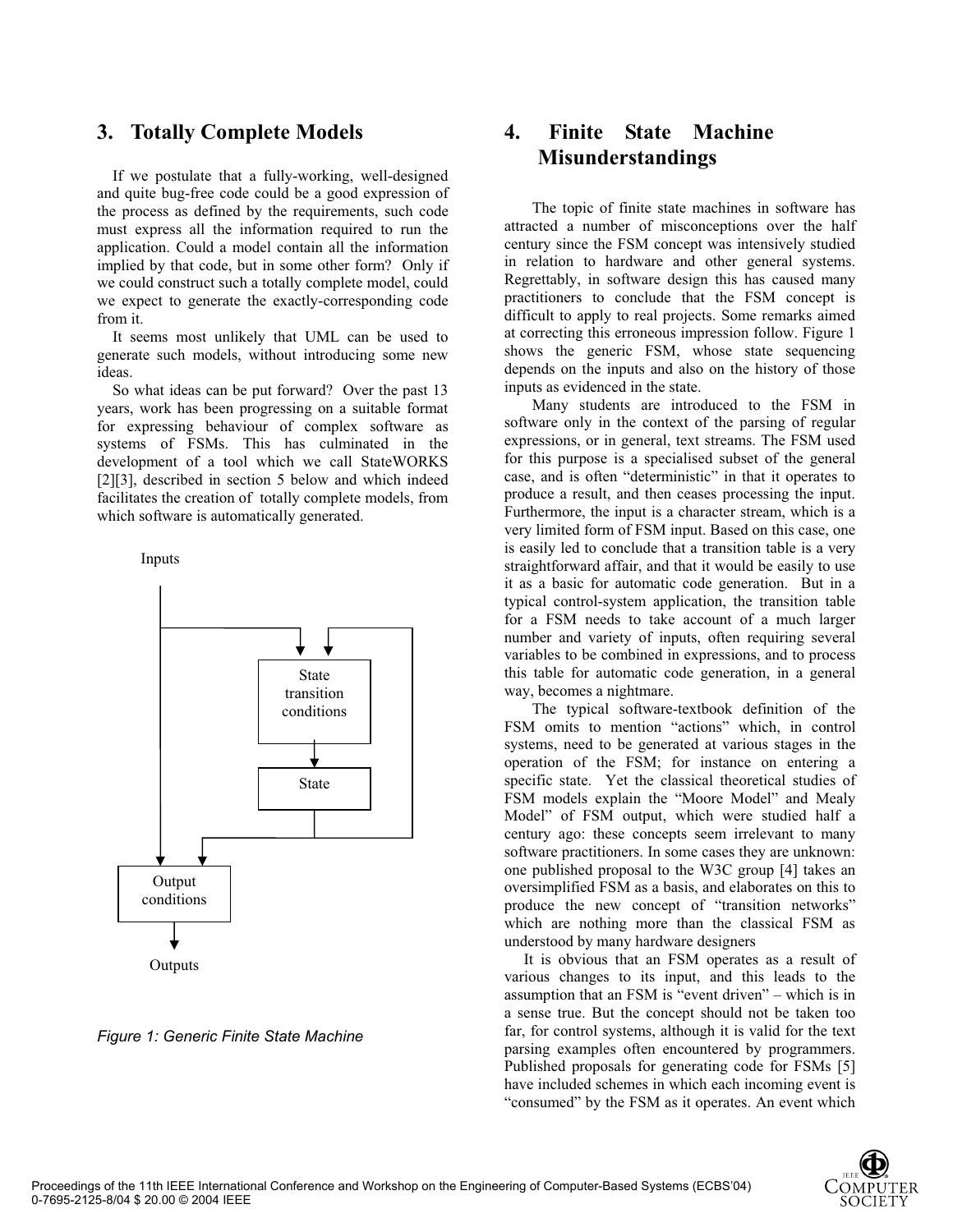## 3. Totally Complete Models

If we postulate that a fully-working, well-designed and quite bug-free code could be a good expression of the process as defined by the requirements, such code must express all the information required to run the application. Could a model contain all the information implied by that code, but in some other form? Only if we could construct such a totally complete model, could we expect to generate the exactly-corresponding code from it.

It seems most unlikely that UML can be used to generate such models, without introducing some new ideas.

So what ideas can be put forward? Over the past 13 years, work has been progressing on a suitable format for expressing behaviour of complex software as systems of FSMs. This has culminated in the development of a tool which we call StateWORKS [2][3], described in section 5 below and which indeed facilitates the creation of totally complete models, from which software is automatically generated.

Inputs

State transition conditions

State

Output conditions

Outputs

*Figure 1: Generic Finite State Machine*

## 4. Finite State Machine Misunderstandings

The topic of finite state machines in software has attracted a number of misconceptions over the half century since the FSM concept was intensively studied in relation to hardware and other general systems. Regrettably, in software design this has caused many practitioners to conclude that the FSM concept is difficult to apply to real projects. Some remarks aimed at correcting this erroneous impression follow. Figure 1 shows the generic FSM, whose state sequencing depends on the inputs and also on the history of those inputs as evidenced in the state.

Many students are introduced to the FSM in software only in the context of the parsing of regular expressions, or in general, text streams. The FSM used for this purpose is a specialised subset of the general case, and is often "deterministic" in that it operates to produce a result, and then ceases processing the input. Furthermore, the input is a character stream, which is a very limited form of FSM input. Based on this case, one is easily led to conclude that a transition table is a very straightforward affair, and that it would be easily to use it as a basic for automatic code generation. But in a typical control-system application, the transition table for a FSM needs to take account of a much larger number and variety of inputs, often requiring several variables to be combined in expressions, and to process this table for automatic code generation, in a general way, becomes a nightmare.

The typical software-textbook definition of the FSM omits to mention "actions" which, in control systems, need to be generated at various stages in the operation of the FSM; for instance on entering a specific state. Yet the classical theoretical studies of FSM models explain the "Moore Model" and Mealy Model" of FSM output, which were studied half a century ago: these concepts seem irrelevant to many software practitioners. In some cases they are unknown: one published proposal to the W3C group [4] takes an oversimplified FSM as a basis, and elaborates on this to produce the new concept of "transition networks" which are nothing more than the classical FSM as understood by many hardware designers

It is obvious that an FSM operates as a result of various changes to its input, and this leads to the assumption that an FSM is "event driven" – which is in a sense true. But the concept should not be taken too far, for control systems, although it is valid for the text parsing examples often encountered by programmers. Published proposals for generating code for FSMs [5] have included schemes in which each incoming event is "consumed" by the FSM as it operates. An event which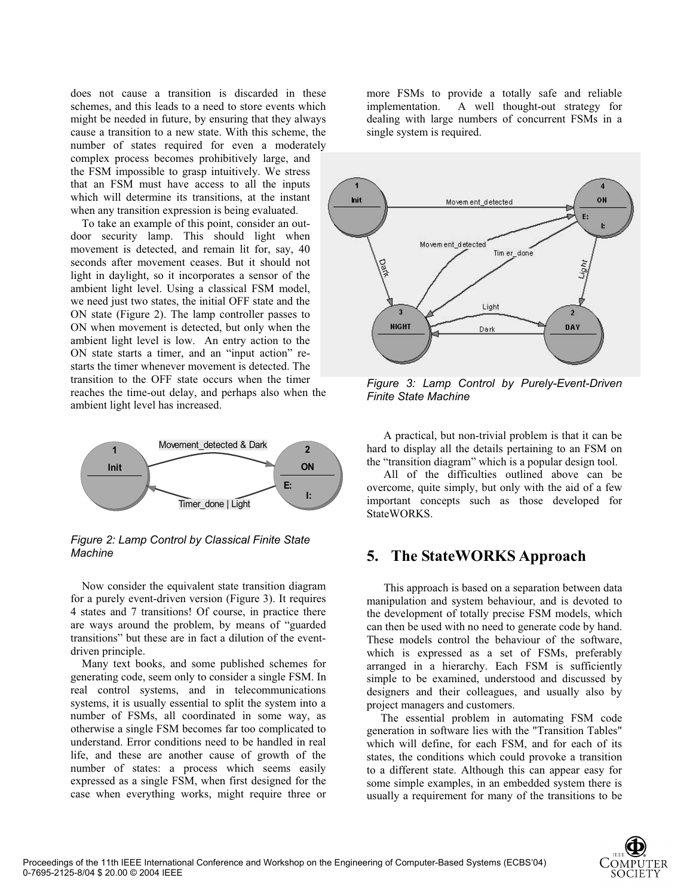does not cause a transition is discarded in these schemes, and this leads to a need to store events which might be needed in future, by ensuring that they always cause a transition to a new state. With this scheme, the number of states required for even a moderately complex process becomes prohibitively large, and the FSM impossible to grasp intuitively. We stress that an FSM must have access to all the inputs which will determine its transitions, at the instant when any transition expression is being evaluated.

To take an example of this point, consider an outdoor security lamp. This should light when movement is detected, and remain lit for, say, 40 seconds after movement ceases. But it should not light in daylight, so it incorporates a sensor of the ambient light level. Using a classical FSM model, we need just two states, the initial OFF state and the ON state (Figure 2). The lamp controller passes to ON when movement is detected, but only when the ambient light level is low. An entry action to the ON state starts a timer, and an "input action" restarts the timer whenever movement is detected. The transition to the OFF state occurs when the timer reaches the time-out delay, and perhaps also when the ambient light level has increased.

*Figure 2: Lamp Control by Classical Finite State Machine*

Now consider the equivalent state transition diagram for a purely event-driven version (Figure 3). It requires 4 states and 7 transitions! Of course, in practice there are ways around the problem, by means of "guarded transitions" but these are in fact a dilution of the event-driven principle.

Many text books, and some published schemes for generating code, seem only to consider a single FSM. In real control systems, and in telecommunications systems, it is usually essential to split the system into a number of FSMs, all coordinated in some way, as otherwise a single FSM becomes far too complicated to understand. Error conditions need to be handled in real life, and these are another cause of growth of the number of states: a process which seems easily expressed as a single FSM, when first designed for the case when everything works, might require three or more FSMs to provide a totally safe and reliable implementation. A well thought-out strategy for dealing with large numbers of concurrent FSMs in a single system is required.

*Figure 3: Lamp Control by Purely-Event-Driven Finite State Machine*

A practical, but non-trivial problem is that it can be hard to display all the details pertaining to an FSM on the "transition diagram" which is a popular design tool.

All of the difficulties outlined above can be overcome, quite simply, but only with the aid of a few important concepts such as those developed for StateWORKS.

## 5. The StateWORKS Approach

This approach is based on a separation between data manipulation and system behaviour, and is devoted to the development of totally precise FSM models, which can then be used with no need to generate code by hand. These models control the behaviour of the software, which is expressed as a set of FSMs, preferably arranged in a hierarchy. Each FSM is sufficiently simple to be examined, understood and discussed by designers and their colleagues, and usually also by project managers and customers.

The essential problem in automating FSM code generation in software lies with the "Transition Tables" which will define, for each FSM, and for each of its states, the conditions which could provoke a transition to a different state. Although this can appear easy for some simple examples, in an embedded system there is usually a requirement for many of the transitions to be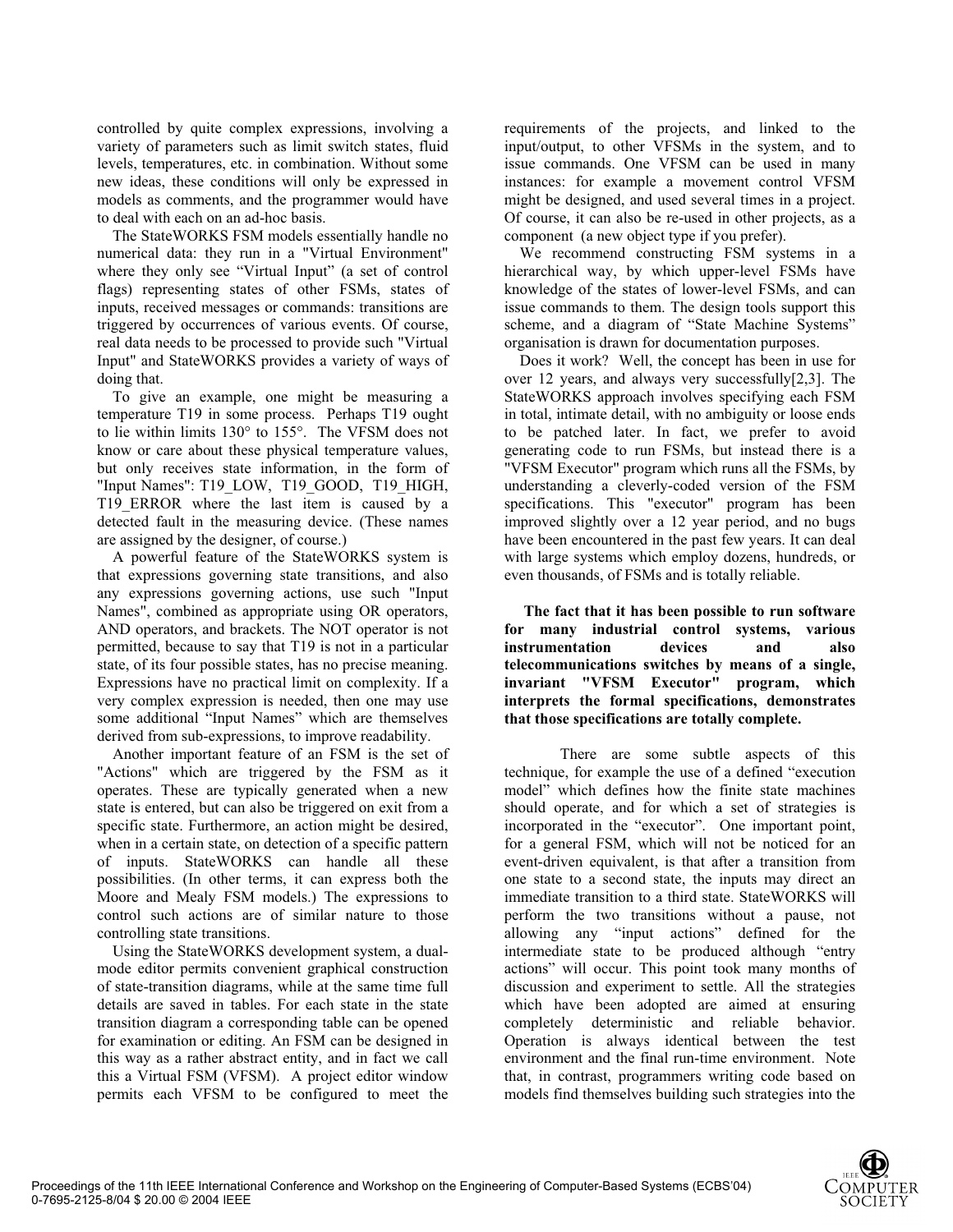controlled by quite complex expressions, involving a variety of parameters such as limit switch states, fluid levels, temperatures, etc. in combination. Without some new ideas, these conditions will only be expressed in models as comments, and the programmer would have to deal with each on an ad-hoc basis.

The StateWORKS FSM models essentially handle no numerical data: they run in a "Virtual Environment" where they only see "Virtual Input" (a set of control flags) representing states of other FSMs, states of inputs, received messages or commands: transitions are triggered by occurrences of various events. Of course, real data needs to be processed to provide such "Virtual Input" and StateWORKS provides a variety of ways of doing that.

To give an example, one might be measuring a temperature T19 in some process. Perhaps T19 ought to lie within limits 130° to 155°. The VFSM does not know or care about these physical temperature values, but only receives state information, in the form of "Input Names": T19_LOW, T19_GOOD, T19_HIGH, T19_ERROR where the last item is caused by a detected fault in the measuring device. (These names are assigned by the designer, of course.)

A powerful feature of the StateWORKS system is that expressions governing state transitions, and also any expressions governing actions, use such "Input Names", combined as appropriate using OR operators, AND operators, and brackets. The NOT operator is not permitted, because to say that T19 is not in a particular state, of its four possible states, has no precise meaning. Expressions have no practical limit on complexity. If a very complex expression is needed, then one may use some additional "Input Names" which are themselves derived from sub-expressions, to improve readability.

Another important feature of an FSM is the set of "Actions" which are triggered by the FSM as it operates. These are typically generated when a new state is entered, but can also be triggered on exit from a specific state. Furthermore, an action might be desired, when in a certain state, on detection of a specific pattern of inputs. StateWORKS can handle all these possibilities. (In other terms, it can express both the Moore and Mealy FSM models.) The expressions to control such actions are of similar nature to those controlling state transitions.

Using the StateWORKS development system, a dual-mode editor permits convenient graphical construction of state-transition diagrams, while at the same time full details are saved in tables. For each state in the state transition diagram a corresponding table can be opened for examination or editing. An FSM can be designed in this way as a rather abstract entity, and in fact we call this a Virtual FSM (VFSM). A project editor window permits each VFSM to be configured to meet the requirements of the projects, and linked to the input/output, to other VFSMs in the system, and to issue commands. One VFSM can be used in many instances: for example a movement control VFSM might be designed, and used several times in a project. Of course, it can also be re-used in other projects, as a component (a new object type if you prefer).

We recommend constructing FSM systems in a hierarchical way, by which upper-level FSMs have knowledge of the states of lower-level FSMs, and can issue commands to them. The design tools support this scheme, and a diagram of "State Machine Systems" organisation is drawn for documentation purposes.

Does it work? Well, the concept has been in use for over 12 years, and always very successfully[2,3]. The StateWORKS approach involves specifying each FSM in total, intimate detail, with no ambiguity or loose ends to be patched later. In fact, we prefer to avoid generating code to run FSMs, but instead there is a "VFSM Executor" program which runs all the FSMs, by understanding a cleverly-coded version of the FSM specifications. This "executor" program has been improved slightly over a 12 year period, and no bugs have been encountered in the past few years. It can deal with large systems which employ dozens, hundreds, or even thousands, of FSMs and is totally reliable.

**The fact that it has been possible to run software for many industrial control systems, various instrumentation devices and also telecommunications switches by means of a single, invariant "VFSM Executor" program, which interprets the formal specifications, demonstrates that those specifications are totally complete.**

There are some subtle aspects of this technique, for example the use of a defined "execution model" which defines how the finite state machines should operate, and for which a set of strategies is incorporated in the "executor". One important point, for a general FSM, which will not be noticed for an event-driven equivalent, is that after a transition from one state to a second state, the inputs may direct an immediate transition to a third state. StateWORKS will perform the two transitions without a pause, not allowing any "input actions" defined for the intermediate state to be produced although "entry actions" will occur. This point took many months of discussion and experiment to settle. All the strategies which have been adopted are aimed at ensuring completely deterministic and reliable behavior. Operation is always identical between the test environment and the final run-time environment. Note that, in contrast, programmers writing code based on models find themselves building such strategies into the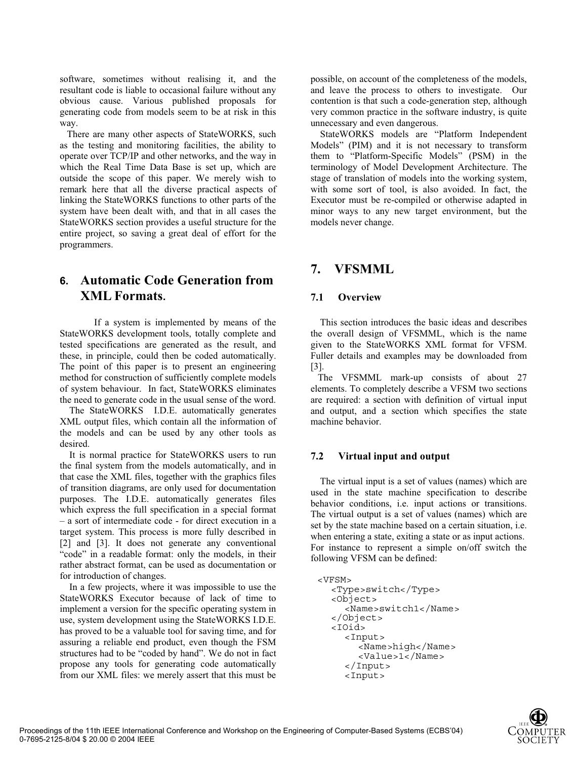software, sometimes without realising it, and the resultant code is liable to occasional failure without any obvious cause. Various published proposals for generating code from models seem to be at risk in this way.

There are many other aspects of StateWORKS, such as the testing and monitoring facilities, the ability to operate over TCP/IP and other networks, and the way in which the Real Time Data Base is set up, which are outside the scope of this paper. We merely wish to remark here that all the diverse practical aspects of linking the StateWORKS functions to other parts of the system have been dealt with, and that in all cases the StateWORKS section provides a useful structure for the entire project, so saving a great deal of effort for the programmers.

## 6. Automatic Code Generation from XML Formats.

If a system is implemented by means of the StateWORKS development tools, totally complete and tested specifications are generated as the result, and these, in principle, could then be coded automatically. The point of this paper is to present an engineering method for construction of sufficiently complete models of system behaviour. In fact, StateWORKS eliminates the need to generate code in the usual sense of the word.

The StateWORKS I.D.E. automatically generates XML output files, which contain all the information of the models and can be used by any other tools as desired.

It is normal practice for StateWORKS users to run the final system from the models automatically, and in that case the XML files, together with the graphics files of transition diagrams, are only used for documentation purposes. The I.D.E. automatically generates files which express the full specification in a special format – a sort of intermediate code - for direct execution in a target system. This process is more fully described in [2] and [3]. It does not generate any conventional "code" in a readable format: only the models, in their rather abstract format, can be used as documentation or for introduction of changes.

In a few projects, where it was impossible to use the StateWORKS Executor because of lack of time to implement a version for the specific operating system in use, system development using the StateWORKS I.D.E. has proved to be a valuable tool for saving time, and for assuring a reliable end product, even though the FSM structures had to be "coded by hand". We do not in fact propose any tools for generating code automatically from our XML files: we merely assert that this must be possible, on account of the completeness of the models, and leave the process to others to investigate. Our contention is that such a code-generation step, although very common practice in the software industry, is quite unnecessary and even dangerous.

StateWORKS models are "Platform Independent Models" (PIM) and it is not necessary to transform them to "Platform-Specific Models" (PSM) in the terminology of Model Development Architecture. The stage of translation of models into the working system, with some sort of tool, is also avoided. In fact, the Executor must be re-compiled or otherwise adapted in minor ways to any new target environment, but the models never change.

## 7. VFSMML

### 7.1 Overview

This section introduces the basic ideas and describes the overall design of VFSMML, which is the name given to the StateWORKS XML format for VFSM. Fuller details and examples may be downloaded from [3].

The VFSMML mark-up consists of about 27 elements. To completely describe a VFSM two sections are required: a section with definition of virtual input and output, and a section which specifies the state machine behavior.

### 7.2 Virtual input and output

The virtual input is a set of values (names) which are used in the state machine specification to describe behavior conditions, i.e. input actions or transitions. The virtual output is a set of values (names) which are set by the state machine based on a certain situation, i.e. when entering a state, exiting a state or as input actions. For instance to represent a simple on/off switch the following VFSM can be defined:

```
<VFSM>
   <Type>switch</Type>
   <Object>
      <Name>switch1</Name>
   </Object>
   <IOid>
      <Input>
         <Name>high</Name>
         <Value>1</Name>
      </Input>
      <Input>
```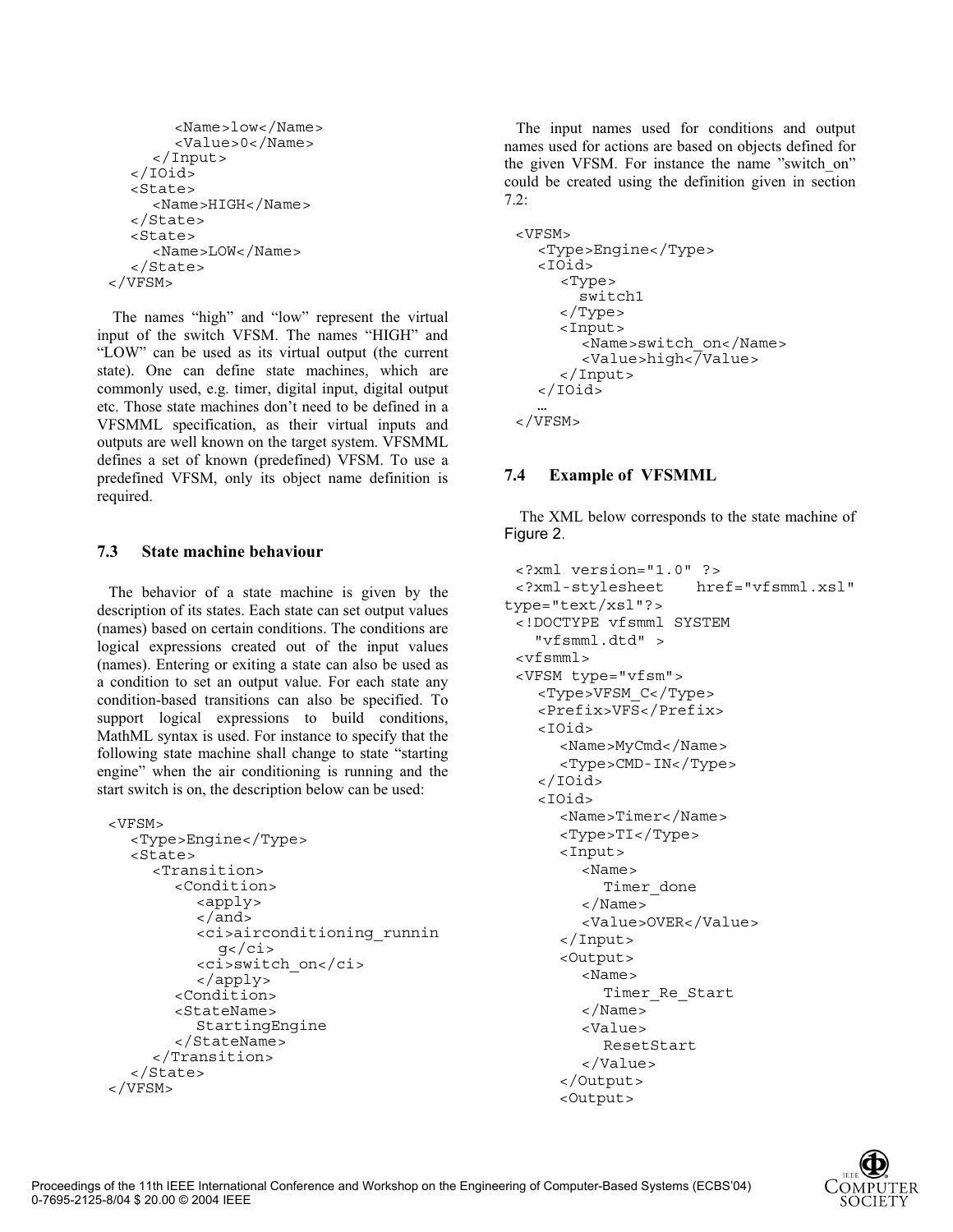```
         <Name>low</Name>
         <Value>0</Name>
      </Input>
   </IOid>
   <State>
      <Name>HIGH</Name>
   </State>
   <State>
      <Name>LOW</Name>
   </State>
</VFSM>
```

The names "high" and "low" represent the virtual input of the switch VFSM. The names "HIGH" and "LOW" can be used as its virtual output (the current state). One can define state machines, which are commonly used, e.g. timer, digital input, digital output etc. Those state machines don't need to be defined in a VFSMML specification, as their virtual inputs and outputs are well known on the target system. VFSMML defines a set of known (predefined) VFSM. To use a predefined VFSM, only its object name definition is required.

### 7.3 State machine behaviour

The behavior of a state machine is given by the description of its states. Each state can set output values (names) based on certain conditions. The conditions are logical expressions created out of the input values (names). Entering or exiting a state can also be used as a condition to set an output value. For each state any condition-based transitions can also be specified. To support logical expressions to build conditions, MathML syntax is used. For instance to specify that the following state machine shall change to state "starting engine" when the air conditioning is running and the start switch is on, the description below can be used:

```
<VFSM>
   <Type>Engine</Type>
   <State>
      <Transition>
         <Condition>
            <apply>
            </and>
            <ci>airconditioning_runnin
              g</ci>
            <ci>switch_on</ci>
            </apply>
         <Condition>
         <StateName>
            StartingEngine
         </StateName>
      </Transition>
   </State>
</VFSM>
```

The input names used for conditions and output names used for actions are based on objects defined for the given VFSM. For instance the name "switch_on" could be created using the definition given in section 7.2:

```
<VFSM>
   <Type>Engine</Type>
   <IOid>
      <Type>
        switch1
      </Type>
      <Input>
         <Name>switch_on</Name>
         <Value>high</Value>
      </Input>
   </IOid>
   …
</VFSM>
```

### 7.4 Example of VFSMML

The XML below corresponds to the state machine of Figure 2.

```
<?xml version="1.0" ?>
<?xml-stylesheet   href="vfsmml.xsl"
type="text/xsl"?>
<!DOCTYPE vfsmml SYSTEM
   "vfsmml.dtd" >
<vfsmml>
<VFSM type="vfsm">
   <Type>VFSM_C</Type>
   <Prefix>VFS</Prefix>
   <IOid>
      <Name>MyCmd</Name>
      <Type>CMD-IN</Type>
   </IOid>
   <IOid>
      <Name>Timer</Name>
      <Type>TI</Type>
      <Input>
         <Name>
           Timer_done
         </Name>
         <Value>OVER</Value>
      </Input>
      <Output>
         <Name>
           Timer_Re_Start
         </Name>
         <Value>
           ResetStart
         </Value>
      </Output>
      <Output>
```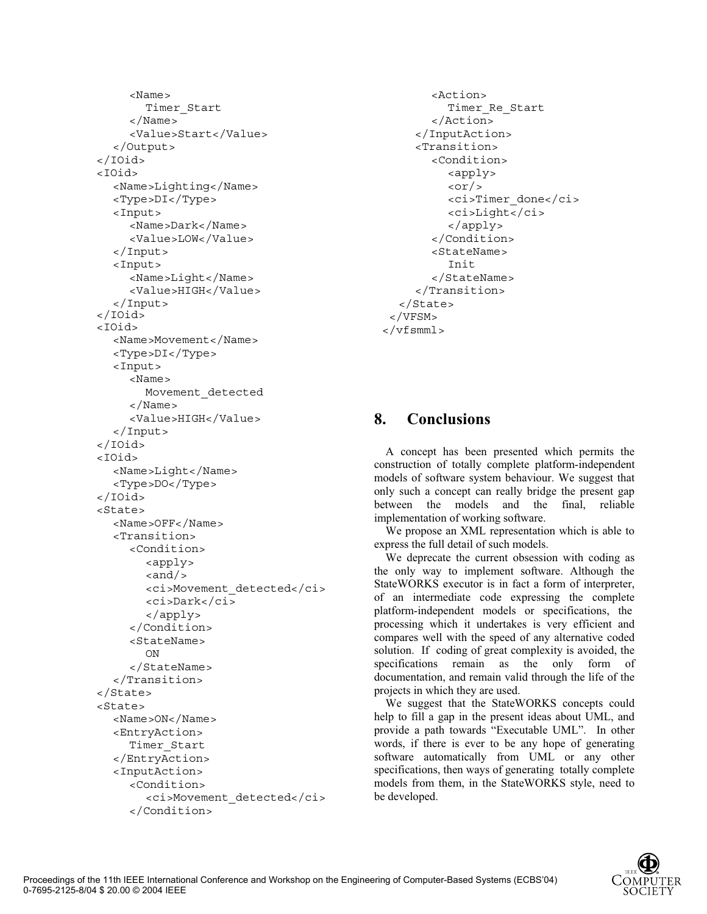```
      <Name>
        Timer_Start
      </Name>
      <Value>Start</Value>
    </Output>
  </IOid>
  <IOid>
    <Name>Lighting</Name>
    <Type>DI</Type>
    <Input>
      <Name>Dark</Name>
      <Value>LOW</Value>
    </Input>
    <Input>
      <Name>Light</Name>
      <Value>HIGH</Value>
    </Input>
  </IOid>
  <IOid>
    <Name>Movement</Name>
    <Type>DI</Type>
    <Input>
      <Name>
        Movement_detected
      </Name>
      <Value>HIGH</Value>
    </Input>
  </IOid>
  <IOid>
    <Name>Light</Name>
    <Type>DO</Type>
  </IOid>
  <State>
    <Name>OFF</Name>
    <Transition>
      <Condition>
        <apply>
        <and/>
        <ci>Movement_detected</ci>
        <ci>Dark</ci>
        </apply>
      </Condition>
      <StateName>
        ON
      </StateName>
    </Transition>
  </State>
  <State>
    <Name>ON</Name>
    <EntryAction>
      Timer_Start
    </EntryAction>
    <InputAction>
      <Condition>
        <ci>Movement_detected</ci>
      </Condition>
      <Action>
        Timer_Re_Start
      </Action>
    </InputAction>
    <Transition>
      <Condition>
        <apply>
        <or/>
        <ci>Timer_done</ci>
        <ci>Light</ci>
        </apply>
      </Condition>
      <StateName>
        Init
      </StateName>
    </Transition>
  </State>
 </VFSM>
</vfsmml>
```

## 8. Conclusions

A concept has been presented which permits the construction of totally complete platform-independent models of software system behaviour. We suggest that only such a concept can really bridge the present gap between the models and the final, reliable implementation of working software.

We propose an XML representation which is able to express the full detail of such models.

We deprecate the current obsession with coding as the only way to implement software. Although the StateWORKS executor is in fact a form of interpreter, of an intermediate code expressing the complete platform-independent models or specifications, the processing which it undertakes is very efficient and compares well with the speed of any alternative coded solution. If coding of great complexity is avoided, the specifications remain as the only form of documentation, and remain valid through the life of the projects in which they are used.

We suggest that the StateWORKS concepts could help to fill a gap in the present ideas about UML, and provide a path towards "Executable UML". In other words, if there is ever to be any hope of generating software automatically from UML or any other specifications, then ways of generating totally complete models from them, in the StateWORKS style, need to be developed.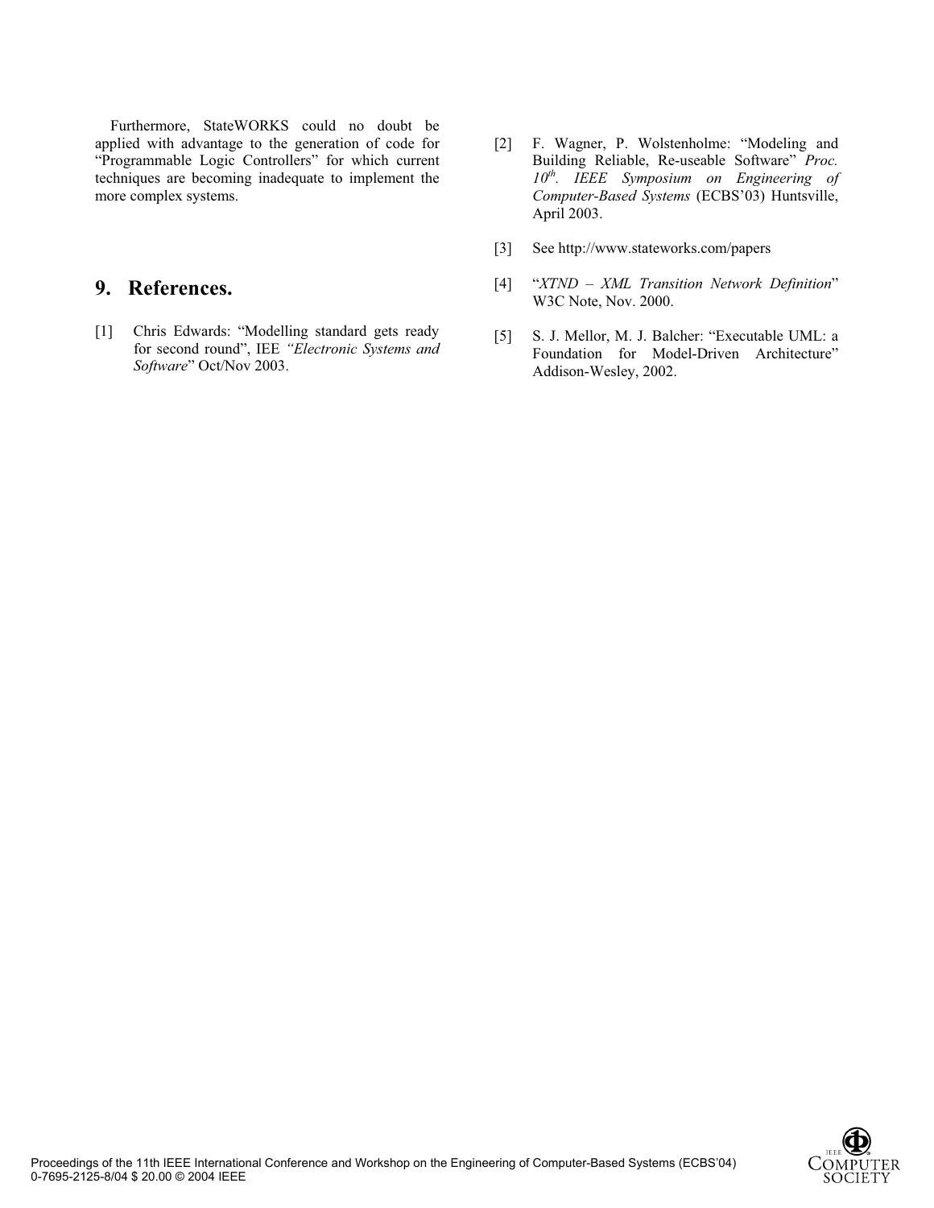Furthermore, StateWORKS could no doubt be applied with advantage to the generation of code for "Programmable Logic Controllers" for which current techniques are becoming inadequate to implement the more complex systems.

## 9. References.

[1] Chris Edwards: "Modelling standard gets ready for second round", IEE *"Electronic Systems and Software"* Oct/Nov 2003.

[2] F. Wagner, P. Wolstenholme: "Modeling and Building Reliable, Re-useable Software" *Proc. 10th. IEEE Symposium on Engineering of Computer-Based Systems* (ECBS'03) Huntsville, April 2003.

[3] See http://www.stateworks.com/papers

[4] "*XTND – XML Transition Network Definition*" W3C Note, Nov. 2000.

[5] S. J. Mellor, M. J. Balcher: "Executable UML: a Foundation for Model-Driven Architecture" Addison-Wesley, 2002.